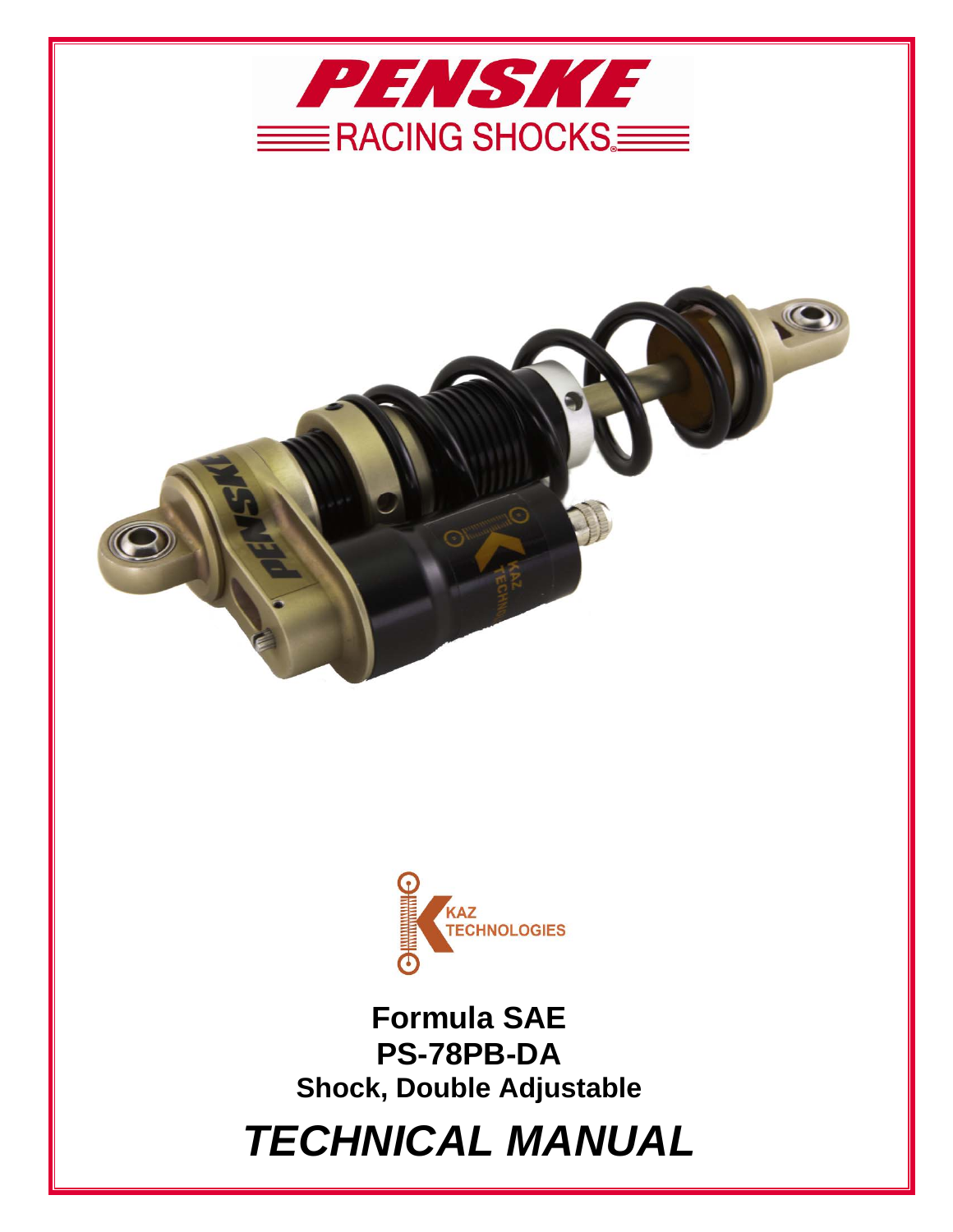# PENSKE

RACING SHOCKS®

KAZ TECHNOLOGIES

**Formula SAE**

**PS-78PB-DA**

**Shock, Double Adjustable**

# *TECHNICAL MANUAL*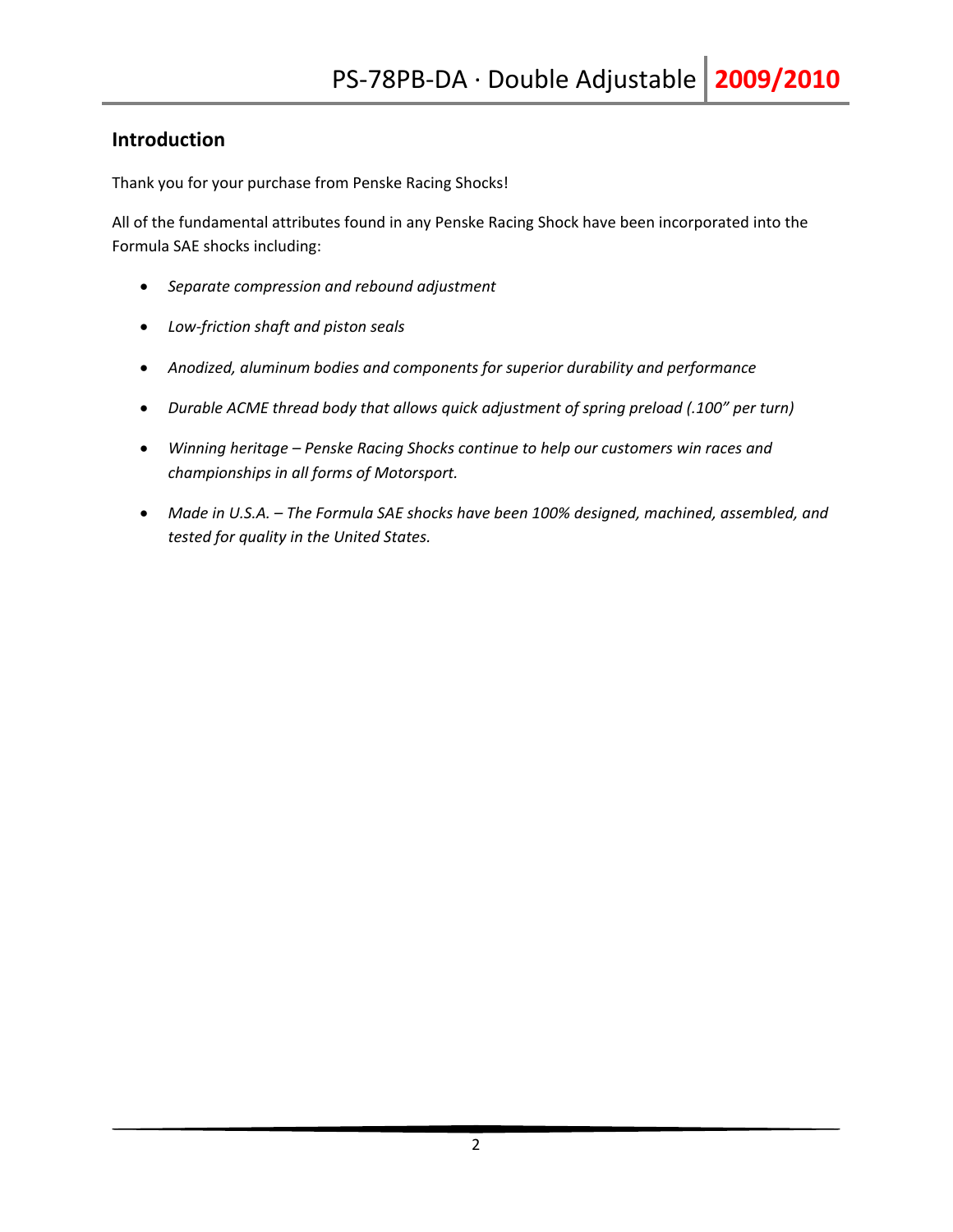## Introduction

Thank you for your purchase from Penske Racing Shocks!

All of the fundamental attributes found in any Penske Racing Shock have been incorporated into the Formula SAE shocks including:

- *Separate compression and rebound adjustment*
- *Low-friction shaft and piston seals*
- *Anodized, aluminum bodies and components for superior durability and performance*
- *Durable ACME thread body that allows quick adjustment of spring preload (.100" per turn)*
- *Winning heritage – Penske Racing Shocks continue to help our customers win races and championships in all forms of Motorsport.*
- *Made in U.S.A. – The Formula SAE shocks have been 100% designed, machined, assembled, and tested for quality in the United States.*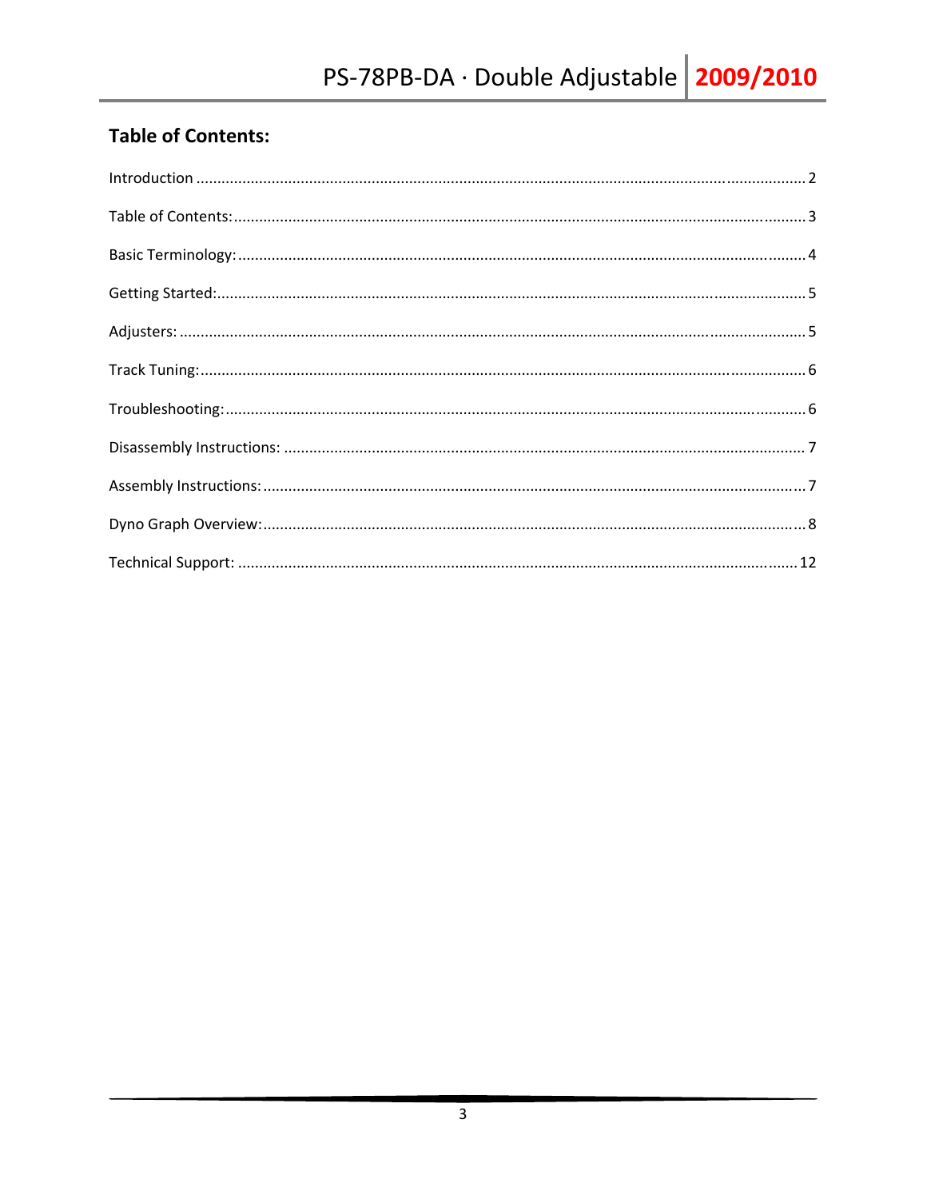## Table of Contents:

Introduction ........................................................................................................................................ 2

Table of Contents:................................................................................................................................ 3

Basic Terminology:............................................................................................................................... 4

Getting Started:.................................................................................................................................... 5

Adjusters: ............................................................................................................................................. 5

Track Tuning:........................................................................................................................................ 6

Troubleshooting:.................................................................................................................................. 6

Disassembly Instructions: .................................................................................................................... 7

Assembly Instructions:......................................................................................................................... 7

Dyno Graph Overview:......................................................................................................................... 8

Technical Support: ............................................................................................................................. 12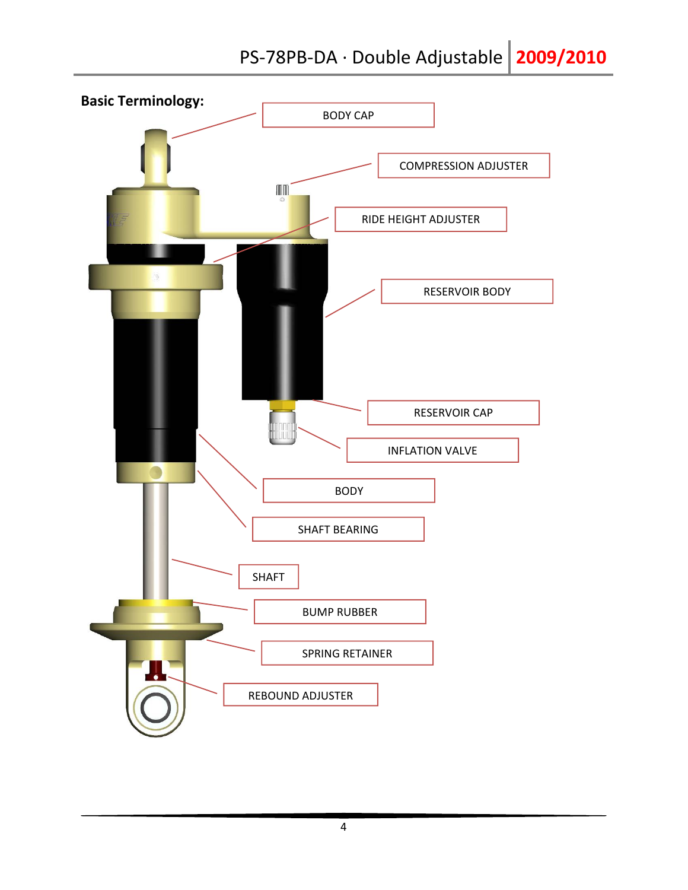**Basic Terminology:**

- BODY CAP
- COMPRESSION ADJUSTER
- RIDE HEIGHT ADJUSTER
- RESERVOIR BODY
- RESERVOIR CAP
- INFLATION VALVE
- BODY
- SHAFT BEARING
- SHAFT
- BUMP RUBBER
- SPRING RETAINER
- REBOUND ADJUSTER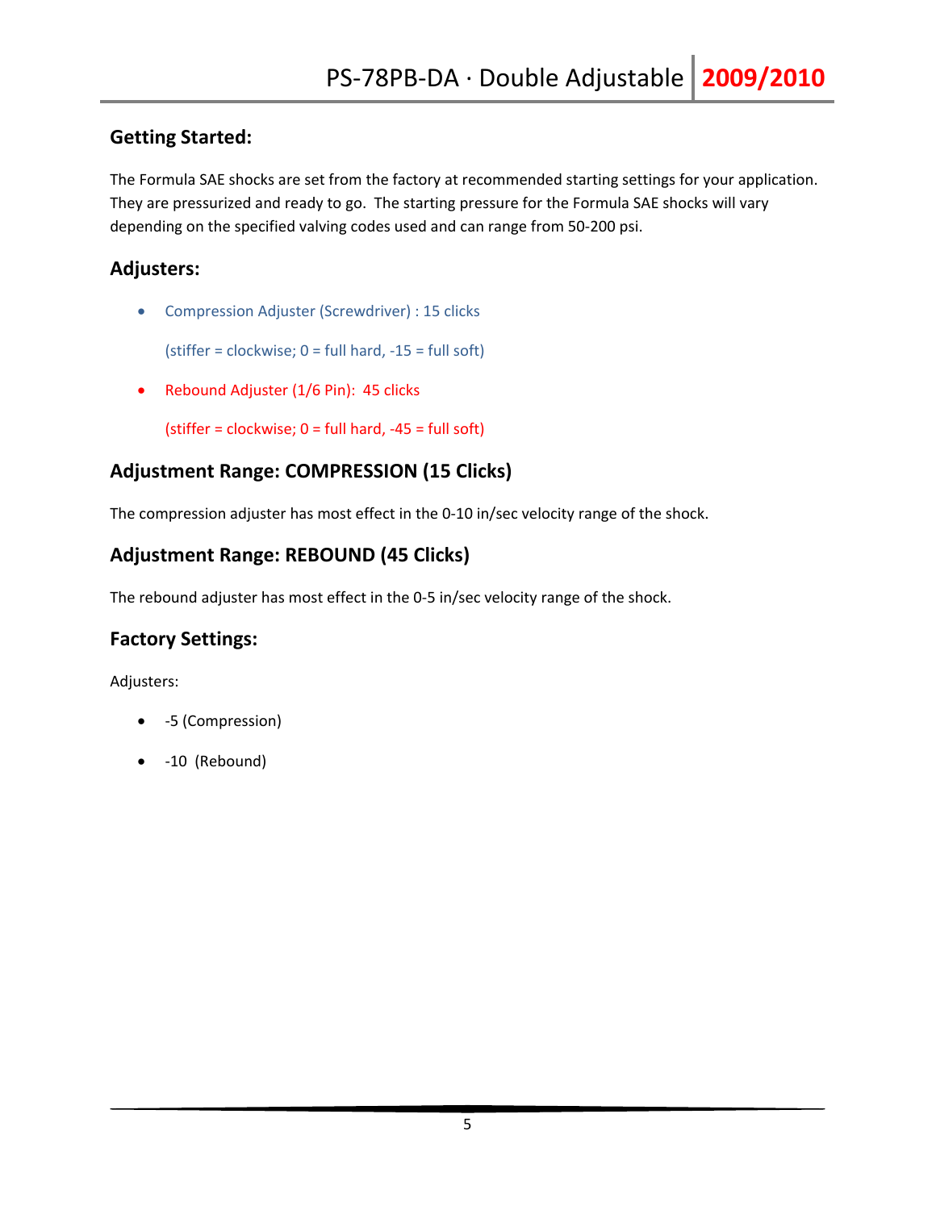## Getting Started:

The Formula SAE shocks are set from the factory at recommended starting settings for your application. They are pressurized and ready to go. The starting pressure for the Formula SAE shocks will vary depending on the specified valving codes used and can range from 50-200 psi.

## Adjusters:

- Compression Adjuster (Screwdriver) : 15 clicks

  (stiffer = clockwise; 0 = full hard, -15 = full soft)

- Rebound Adjuster (1/6 Pin): 45 clicks

  (stiffer = clockwise; 0 = full hard, -45 = full soft)

## Adjustment Range: COMPRESSION (15 Clicks)

The compression adjuster has most effect in the 0-10 in/sec velocity range of the shock.

## Adjustment Range: REBOUND (45 Clicks)

The rebound adjuster has most effect in the 0-5 in/sec velocity range of the shock.

## Factory Settings:

Adjusters:

- -5 (Compression)
- -10 (Rebound)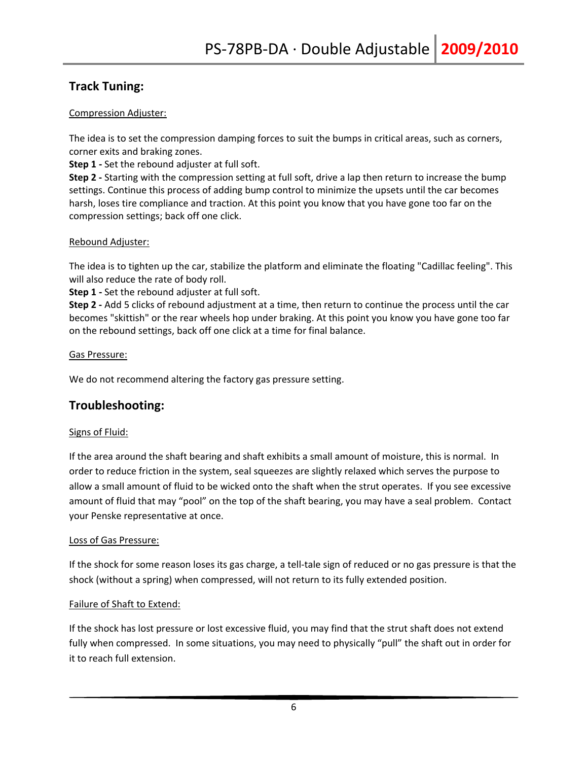## Track Tuning:

Compression Adjuster:

The idea is to set the compression damping forces to suit the bumps in critical areas, such as corners, corner exits and braking zones.

**Step 1 -** Set the rebound adjuster at full soft.

**Step 2 -** Starting with the compression setting at full soft, drive a lap then return to increase the bump settings. Continue this process of adding bump control to minimize the upsets until the car becomes harsh, loses tire compliance and traction. At this point you know that you have gone too far on the compression settings; back off one click.

Rebound Adjuster:

The idea is to tighten up the car, stabilize the platform and eliminate the floating "Cadillac feeling". This will also reduce the rate of body roll.

**Step 1 -** Set the rebound adjuster at full soft.

**Step 2 -** Add 5 clicks of rebound adjustment at a time, then return to continue the process until the car becomes "skittish" or the rear wheels hop under braking. At this point you know you have gone too far on the rebound settings, back off one click at a time for final balance.

Gas Pressure:

We do not recommend altering the factory gas pressure setting.

## Troubleshooting:

Signs of Fluid:

If the area around the shaft bearing and shaft exhibits a small amount of moisture, this is normal. In order to reduce friction in the system, seal squeezes are slightly relaxed which serves the purpose to allow a small amount of fluid to be wicked onto the shaft when the strut operates. If you see excessive amount of fluid that may "pool" on the top of the shaft bearing, you may have a seal problem. Contact your Penske representative at once.

Loss of Gas Pressure:

If the shock for some reason loses its gas charge, a tell-tale sign of reduced or no gas pressure is that the shock (without a spring) when compressed, will not return to its fully extended position.

Failure of Shaft to Extend:

If the shock has lost pressure or lost excessive fluid, you may find that the strut shaft does not extend fully when compressed. In some situations, you may need to physically "pull" the shaft out in order for it to reach full extension.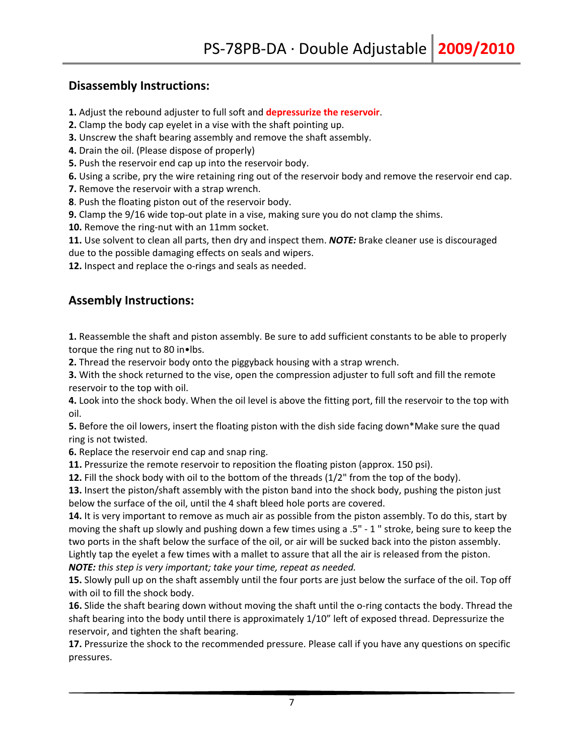## Disassembly Instructions:

**1.** Adjust the rebound adjuster to full soft and **depressurize the reservoir**.
**2.** Clamp the body cap eyelet in a vise with the shaft pointing up.
**3.** Unscrew the shaft bearing assembly and remove the shaft assembly.
**4.** Drain the oil. (Please dispose of properly)
**5.** Push the reservoir end cap up into the reservoir body.
**6.** Using a scribe, pry the wire retaining ring out of the reservoir body and remove the reservoir end cap.
**7.** Remove the reservoir with a strap wrench.
**8**. Push the floating piston out of the reservoir body.
**9.** Clamp the 9/16 wide top-out plate in a vise, making sure you do not clamp the shims.
**10.** Remove the ring-nut with an 11mm socket.
**11.** Use solvent to clean all parts, then dry and inspect them. ***NOTE:*** Brake cleaner use is discouraged due to the possible damaging effects on seals and wipers.
**12.** Inspect and replace the o-rings and seals as needed.

## Assembly Instructions:

**1.** Reassemble the shaft and piston assembly. Be sure to add sufficient constants to be able to properly torque the ring nut to 80 in•lbs.
**2.** Thread the reservoir body onto the piggyback housing with a strap wrench.
**3.** With the shock returned to the vise, open the compression adjuster to full soft and fill the remote reservoir to the top with oil.
**4.** Look into the shock body. When the oil level is above the fitting port, fill the reservoir to the top with oil.
**5.** Before the oil lowers, insert the floating piston with the dish side facing down*Make sure the quad ring is not twisted.
**6.** Replace the reservoir end cap and snap ring.
**11.** Pressurize the remote reservoir to reposition the floating piston (approx. 150 psi).
**12.** Fill the shock body with oil to the bottom of the threads (1/2" from the top of the body).
**13.** Insert the piston/shaft assembly with the piston band into the shock body, pushing the piston just below the surface of the oil, until the 4 shaft bleed hole ports are covered.
**14.** It is very important to remove as much air as possible from the piston assembly. To do this, start by moving the shaft up slowly and pushing down a few times using a .5" - 1 " stroke, being sure to keep the two ports in the shaft below the surface of the oil, or air will be sucked back into the piston assembly. Lightly tap the eyelet a few times with a mallet to assure that all the air is released from the piston. ***NOTE:*** *this step is very important; take your time, repeat as needed.*
**15.** Slowly pull up on the shaft assembly until the four ports are just below the surface of the oil. Top off with oil to fill the shock body.
**16.** Slide the shaft bearing down without moving the shaft until the o-ring contacts the body. Thread the shaft bearing into the body until there is approximately 1/10" left of exposed thread. Depressurize the reservoir, and tighten the shaft bearing.
**17.** Pressurize the shock to the recommended pressure. Please call if you have any questions on specific pressures.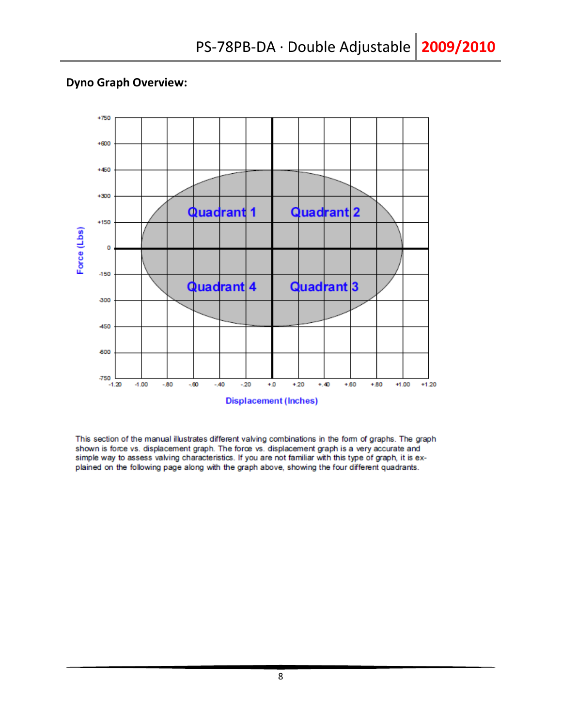## Dyno Graph Overview:

This section of the manual illustrates different valving combinations in the form of graphs. The graph shown is force vs. displacement graph. The force vs. displacement graph is a very accurate and simple way to assess valving characteristics. If you are not familiar with this type of graph, it is explained on the following page along with the graph above, showing the four different quadrants.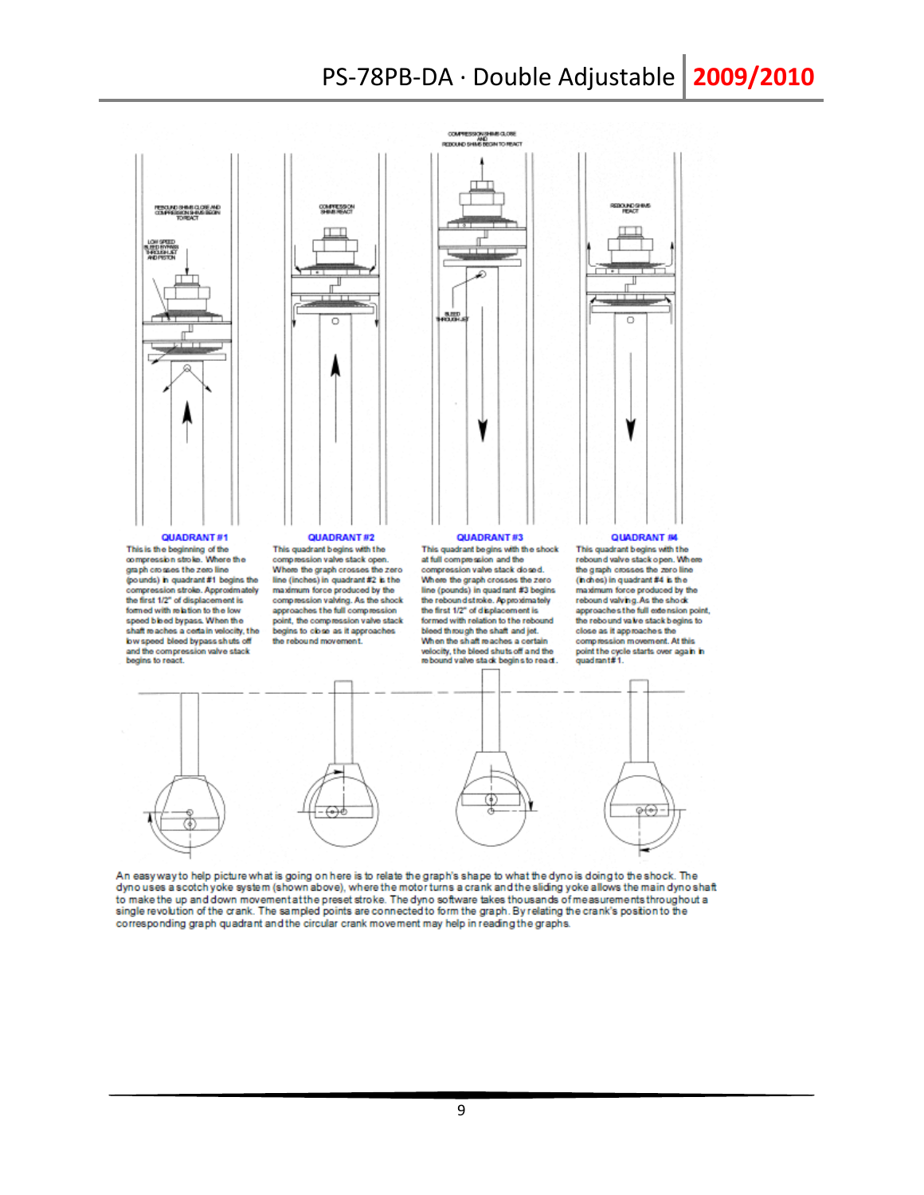**QUADRANT #1**

This is the beginning of the compression stroke. Where the graph crosses the zero line (pounds) in quadrant #1 begins the compression stroke. Approximately the first 1/2" of displacement is formed with relation to the low speed bleed bypass. When the shaft reaches a certain velocity, the low speed bleed bypass shuts off and the compression valve stack begins to react.

**QUADRANT #2**

This quadrant begins with the compression valve stack open. Where the graph crosses the zero line (inches) in quadrant #2 is the maximum force produced by the compression valving. As the shock approaches the full compression point, the compression valve stack begins to close as it approaches the rebound movement.

**QUADRANT #3**

This quadrant begins with the shock at full compression and the compression valve stack closed. Where the graph crosses the zero line (pounds) in quadrant #3 begins the rebound stroke. Approximately the first 1/2" of displacement is formed with relation to the rebound bleed through the shaft and jet. When the shaft reaches a certain velocity, the bleed shuts off and the rebound valve stack begins to react.

**QUADRANT #4**

This quadrant begins with the rebound valve stack open. Where the graph crosses the zero line (inches) in quadrant #4 is the maximum force produced by the rebound valving. As the shock approaches the full extension point, the rebound valve stack begins to close as it approaches the compression movement. At this point the cycle starts over again in quadrant #1.

An easy way to help picture what is going on here is to relate the graph's shape to what the dyno is doing to the shock. The dyno uses a scotch yoke system (shown above), where the motor turns a crank and the sliding yoke allows the main dyno shaft to make the up and down movement at the preset stroke. The dyno software takes thousands of measurements throughout a single revolution of the crank. The sampled points are connected to form the graph. By relating the crank's position to the corresponding graph quadrant and the circular crank movement may help in reading the graphs.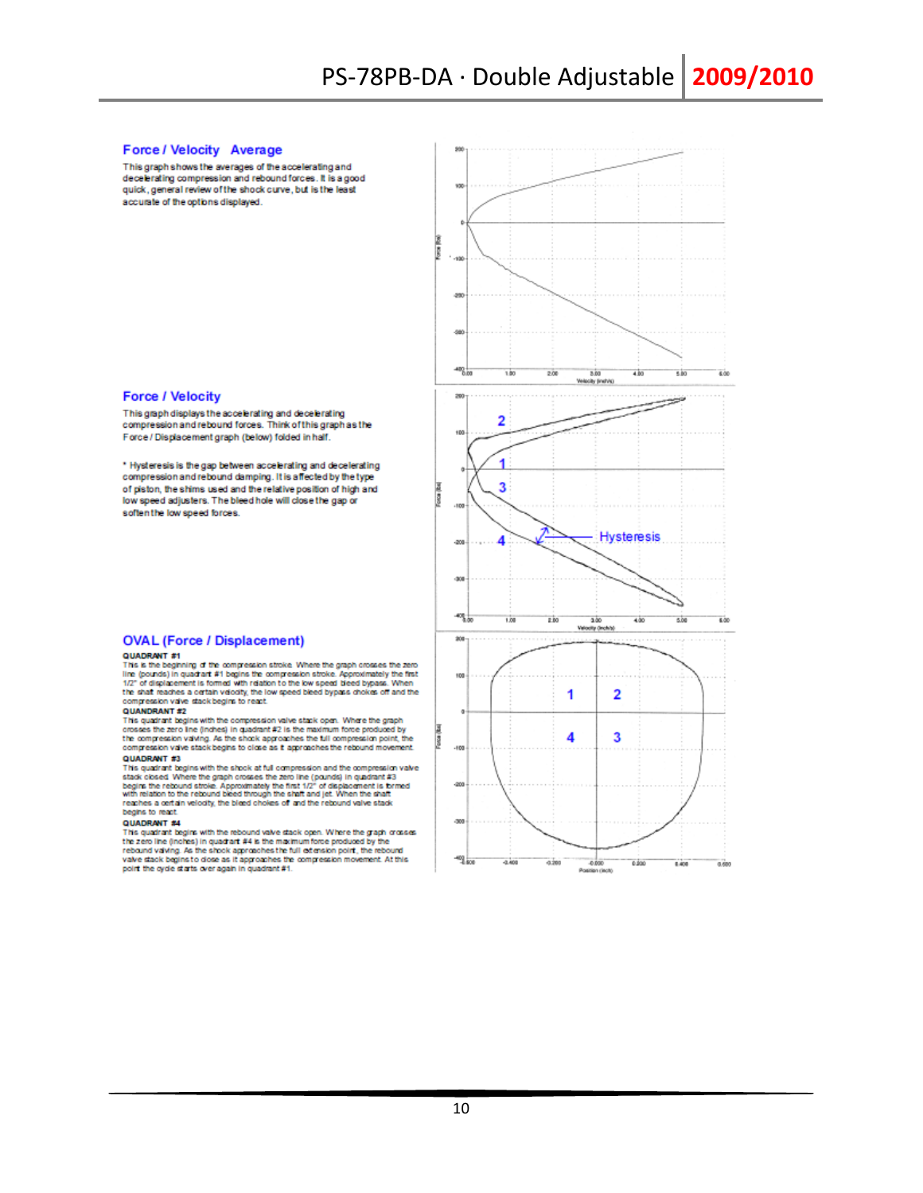## Force / Velocity Average

This graph shows the averages of the accelerating and decelerating compression and rebound forces. It is a good quick, general review of the shock curve, but is the least accurate of the options displayed.

## Force / Velocity

This graph displays the accelerating and decelerating compression and rebound forces. Think of this graph as the Force / Displacement graph (below) folded in half.

* Hysteresis is the gap between accelerating and decelerating compression and rebound damping. It is affected by the type of piston, the shims used and the relative position of high and low speed adjusters. The bleed hole will close the gap or soften the low speed forces.

## OVAL (Force / Displacement)

**QUADRANT #1**
This is the beginning of the compression stroke. Where the graph crosses the zero line (pounds) in quadrant #1 begins the compression stroke. Approximately the first 1/2" of displacement is formed with relation to the low speed bleed bypass. When the shaft reaches a certain velocity, the low speed bleed bypass chokes off and the compression valve stack begins to react.

**QUADRANT #2**
This quadrant begins with the compression valve stack open. Where the graph crosses the zero line (inches) in quadrant #2 is the maximum force produced by the compression valving. As the shock approaches the full compression point, the compression valve stack begins to close as it approaches the rebound movement.

**QUADRANT #3**
This quadrant begins with the shock at full compression and the compression valve stack closed. Where the graph crosses the zero line (pounds) in quadrant #3 begins the rebound stroke. Approximately the first 1/2" of displacement is formed with relation to the rebound bleed through the shaft and jet. When the shaft reaches a certain velocity, the bleed chokes off and the rebound valve stack begins to react.

**QUADRANT #4**
This quadrant begins with the rebound valve stack open. Where the graph crosses the zero line (inches) in quadrant #4 is the maximum force produced by the rebound valving. As the shock approaches the full extension point, the rebound valve stack begins to close as it approaches the compression movement. At this point the cycle starts over again in quadrant #1.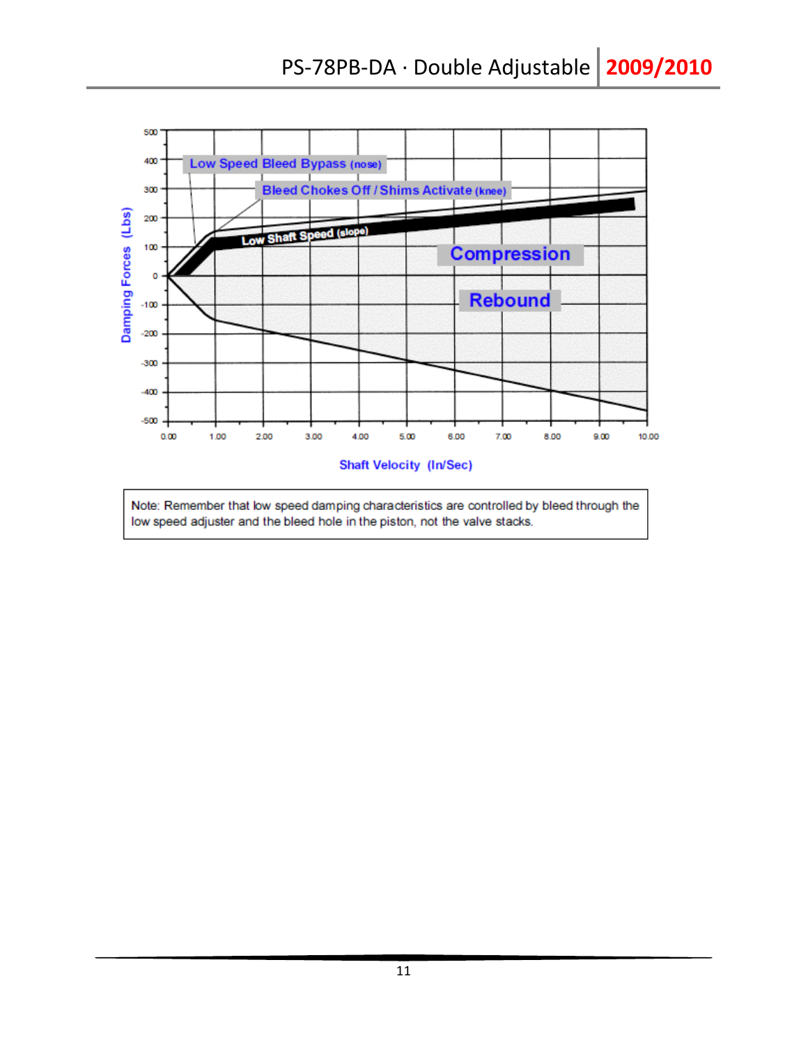Low Speed Bleed Bypass (nose)

Bleed Chokes Off / Shims Activate (knee)

Low Shaft Speed (slope)

Compression

Rebound

Damping Forces (Lbs)

Shaft Velocity (In/Sec)

Note: Remember that low speed damping characteristics are controlled by bleed through the low speed adjuster and the bleed hole in the piston, not the valve stacks.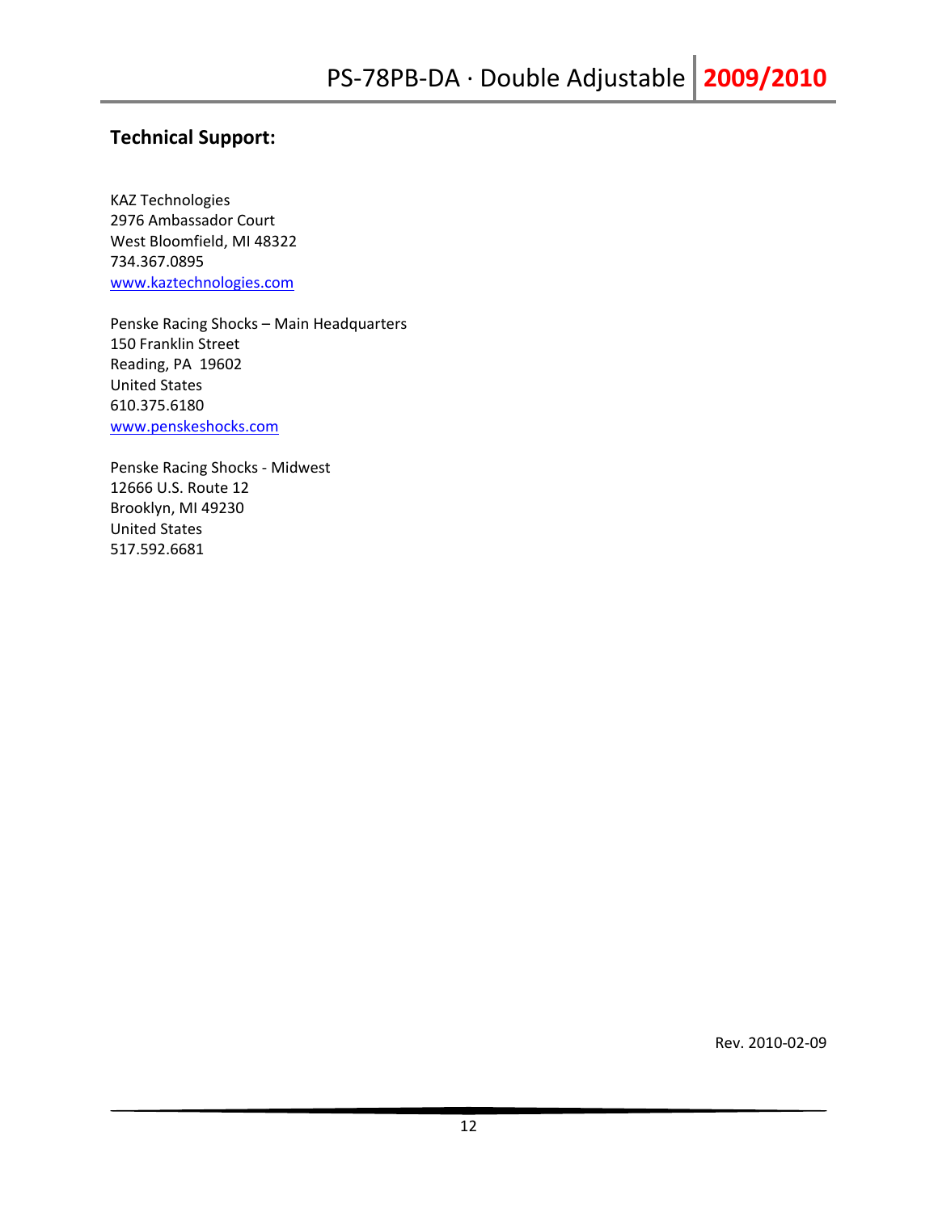## Technical Support:

KAZ Technologies
2976 Ambassador Court
West Bloomfield, MI 48322
734.367.0895
www.kaztechnologies.com

Penske Racing Shocks – Main Headquarters
150 Franklin Street
Reading, PA 19602
United States
610.375.6180
www.penskeshocks.com

Penske Racing Shocks - Midwest
12666 U.S. Route 12
Brooklyn, MI 49230
United States
517.592.6681

Rev. 2010-02-09